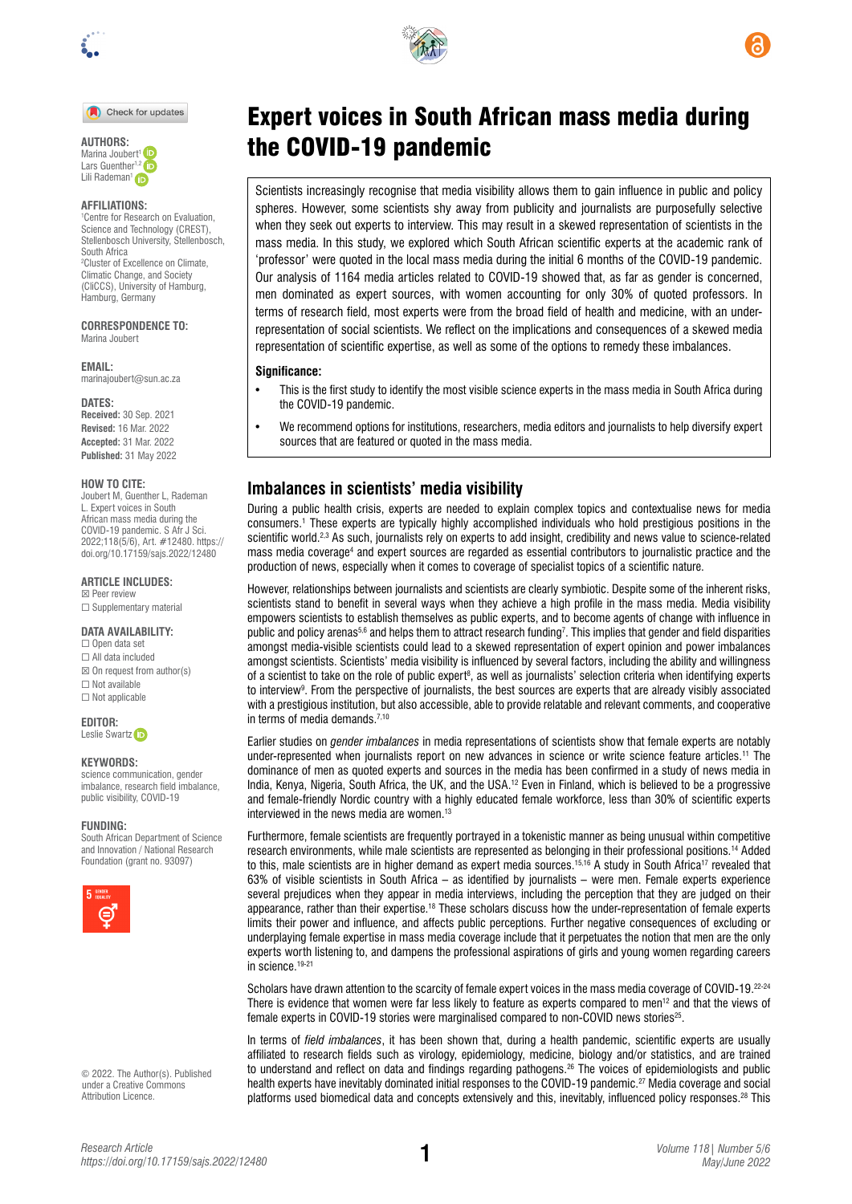# Expert voices in South African mass media during the COVID-19 pandemic

**AUTHORS:**
Marina Joubert[1]
Lars Guenther[1,2]
Lili Rademan[1]

**AFFILIATIONS:**
[1]Centre for Research on Evaluation, Science and Technology (CREST), Stellenbosch University, Stellenbosch, South Africa
[2]Cluster of Excellence on Climate, Climatic Change, and Society (CliCCS), University of Hamburg, Hamburg, Germany

**CORRESPONDENCE TO:**
Marina Joubert

**EMAIL:**
marinajoubert@sun.ac.za

**DATES:**
**Received:** 30 Sep. 2021
**Revised:** 16 Mar. 2022
**Accepted:** 31 Mar. 2022
**Published:** 31 May 2022

**HOW TO CITE:**
Joubert M, Guenther L, Rademan L. Expert voices in South African mass media during the COVID-19 pandemic. S Afr J Sci. 2022;118(5/6), Art. #12480. https://doi.org/10.17159/sajs.2022/12480

**ARTICLE INCLUDES:**
☒ Peer review
☐ Supplementary material

**DATA AVAILABILITY:**
☐ Open data set
☐ All data included
☒ On request from author(s)
☐ Not available
☐ Not applicable

**EDITOR:**
Leslie Swartz

**KEYWORDS:**
science communication, gender imbalance, research field imbalance, public visibility, COVID-19

**FUNDING:**
South African Department of Science and Innovation / National Research Foundation (grant no. 93097)

© 2022. The Author(s). Published under a Creative Commons Attribution Licence.

Scientists increasingly recognise that media visibility allows them to gain influence in public and policy spheres. However, some scientists shy away from publicity and journalists are purposefully selective when they seek out experts to interview. This may result in a skewed representation of scientists in the mass media. In this study, we explored which South African scientific experts at the academic rank of 'professor' were quoted in the local mass media during the initial 6 months of the COVID-19 pandemic. Our analysis of 1164 media articles related to COVID-19 showed that, as far as gender is concerned, men dominated as expert sources, with women accounting for only 30% of quoted professors. In terms of research field, most experts were from the broad field of health and medicine, with an under-representation of social scientists. We reflect on the implications and consequences of a skewed media representation of scientific expertise, as well as some of the options to remedy these imbalances.

**Significance:**

- This is the first study to identify the most visible science experts in the mass media in South Africa during the COVID-19 pandemic.
- We recommend options for institutions, researchers, media editors and journalists to help diversify expert sources that are featured or quoted in the mass media.

## Imbalances in scientists' media visibility

During a public health crisis, experts are needed to explain complex topics and contextualise news for media consumers.[1] These experts are typically highly accomplished individuals who hold prestigious positions in the scientific world.[2,3] As such, journalists rely on experts to add insight, credibility and news value to science-related mass media coverage[4] and expert sources are regarded as essential contributors to journalistic practice and the production of news, especially when it comes to coverage of specialist topics of a scientific nature.

However, relationships between journalists and scientists are clearly symbiotic. Despite some of the inherent risks, scientists stand to benefit in several ways when they achieve a high profile in the mass media. Media visibility empowers scientists to establish themselves as public experts, and to become agents of change with influence in public and policy arenas[5,6] and helps them to attract research funding[7]. This implies that gender and field disparities amongst media-visible scientists could lead to a skewed representation of expert opinion and power imbalances amongst scientists. Scientists' media visibility is influenced by several factors, including the ability and willingness of a scientist to take on the role of public expert[8], as well as journalists' selection criteria when identifying experts to interview[9]. From the perspective of journalists, the best sources are experts that are already visibly associated with a prestigious institution, but also accessible, able to provide relatable and relevant comments, and cooperative in terms of media demands.[7,10]

Earlier studies on *gender imbalances* in media representations of scientists show that female experts are notably under-represented when journalists report on new advances in science or write science feature articles.[11] The dominance of men as quoted experts and sources in the media has been confirmed in a study of news media in India, Kenya, Nigeria, South Africa, the UK, and the USA.[12] Even in Finland, which is believed to be a progressive and female-friendly Nordic country with a highly educated female workforce, less than 30% of scientific experts interviewed in the news media are women.[13]

Furthermore, female scientists are frequently portrayed in a tokenistic manner as being unusual within competitive research environments, while male scientists are represented as belonging in their professional positions.[14] Added to this, male scientists are in higher demand as expert media sources.[15,16] A study in South Africa[17] revealed that 63% of visible scientists in South Africa – as identified by journalists – were men. Female experts experience several prejudices when they appear in media interviews, including the perception that they are judged on their appearance, rather than their expertise.[18] These scholars discuss how the under-representation of female experts limits their power and influence, and affects public perceptions. Further negative consequences of excluding or underplaying female expertise in mass media coverage include that it perpetuates the notion that men are the only experts worth listening to, and dampens the professional aspirations of girls and young women regarding careers in science.[19-21]

Scholars have drawn attention to the scarcity of female expert voices in the mass media coverage of COVID-19.[22-24] There is evidence that women were far less likely to feature as experts compared to men[12] and that the views of female experts in COVID-19 stories were marginalised compared to non-COVID news stories[25].

In terms of *field imbalances*, it has been shown that, during a health pandemic, scientific experts are usually affiliated to research fields such as virology, epidemiology, medicine, biology and/or statistics, and are trained to understand and reflect on data and findings regarding pathogens.[26] The voices of epidemiologists and public health experts have inevitably dominated initial responses to the COVID-19 pandemic.[27] Media coverage and social platforms used biomedical data and concepts extensively and this, inevitably, influenced policy responses.[28] This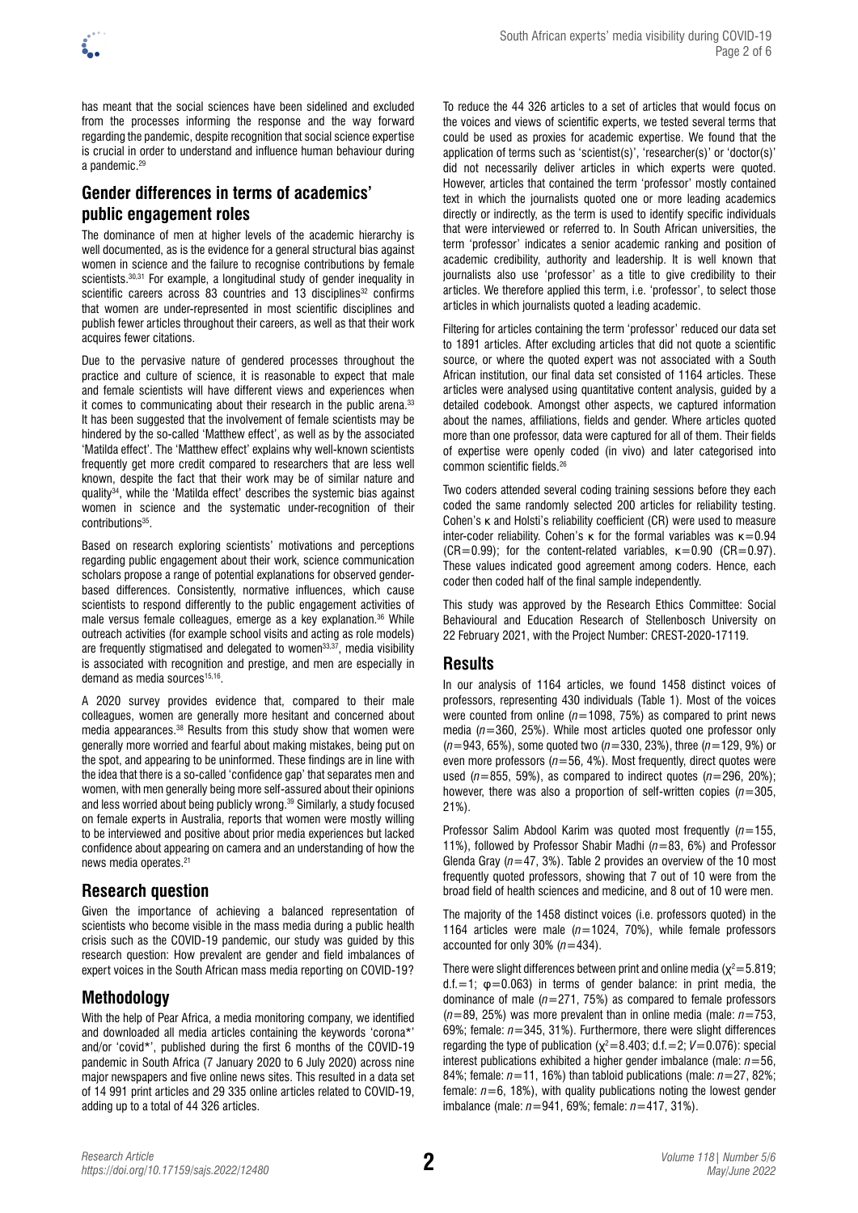has meant that the social sciences have been sidelined and excluded from the processes informing the response and the way forward regarding the pandemic, despite recognition that social science expertise is crucial in order to understand and influence human behaviour during a pandemic.[29]

## Gender differences in terms of academics' public engagement roles

The dominance of men at higher levels of the academic hierarchy is well documented, as is the evidence for a general structural bias against women in science and the failure to recognise contributions by female scientists.[30,31] For example, a longitudinal study of gender inequality in scientific careers across 83 countries and 13 disciplines[32] confirms that women are under-represented in most scientific disciplines and publish fewer articles throughout their careers, as well as that their work acquires fewer citations.

Due to the pervasive nature of gendered processes throughout the practice and culture of science, it is reasonable to expect that male and female scientists will have different views and experiences when it comes to communicating about their research in the public arena.[33] It has been suggested that the involvement of female scientists may be hindered by the so-called 'Matthew effect', as well as by the associated 'Matilda effect'. The 'Matthew effect' explains why well-known scientists frequently get more credit compared to researchers that are less well known, despite the fact that their work may be of similar nature and quality[34], while the 'Matilda effect' describes the systemic bias against women in science and the systematic under-recognition of their contributions[35].

Based on research exploring scientists' motivations and perceptions regarding public engagement about their work, science communication scholars propose a range of potential explanations for observed gender-based differences. Consistently, normative influences, which cause scientists to respond differently to the public engagement activities of male versus female colleagues, emerge as a key explanation.[36] While outreach activities (for example school visits and acting as role models) are frequently stigmatised and delegated to women[33,37], media visibility is associated with recognition and prestige, and men are especially in demand as media sources[15,16].

A 2020 survey provides evidence that, compared to their male colleagues, women are generally more hesitant and concerned about media appearances.[38] Results from this study show that women were generally more worried and fearful about making mistakes, being put on the spot, and appearing to be uninformed. These findings are in line with the idea that there is a so-called 'confidence gap' that separates men and women, with men generally being more self-assured about their opinions and less worried about being publicly wrong.[39] Similarly, a study focused on female experts in Australia, reports that women were mostly willing to be interviewed and positive about prior media experiences but lacked confidence about appearing on camera and an understanding of how the news media operates.[21]

## Research question

Given the importance of achieving a balanced representation of scientists who become visible in the mass media during a public health crisis such as the COVID-19 pandemic, our study was guided by this research question: How prevalent are gender and field imbalances of expert voices in the South African mass media reporting on COVID-19?

## Methodology

With the help of Pear Africa, a media monitoring company, we identified and downloaded all media articles containing the keywords 'corona*' and/or 'covid*', published during the first 6 months of the COVID-19 pandemic in South Africa (7 January 2020 to 6 July 2020) across nine major newspapers and five online news sites. This resulted in a data set of 14 991 print articles and 29 335 online articles related to COVID-19, adding up to a total of 44 326 articles.

To reduce the 44 326 articles to a set of articles that would focus on the voices and views of scientific experts, we tested several terms that could be used as proxies for academic expertise. We found that the application of terms such as 'scientist(s)', 'researcher(s)' or 'doctor(s)' did not necessarily deliver articles in which experts were quoted. However, articles that contained the term 'professor' mostly contained text in which the journalists quoted one or more leading academics directly or indirectly, as the term is used to identify specific individuals that were interviewed or referred to. In South African universities, the term 'professor' indicates a senior academic ranking and position of academic credibility, authority and leadership. It is well known that journalists also use 'professor' as a title to give credibility to their articles. We therefore applied this term, i.e. 'professor', to select those articles in which journalists quoted a leading academic.

Filtering for articles containing the term 'professor' reduced our data set to 1891 articles. After excluding articles that did not quote a scientific source, or where the quoted expert was not associated with a South African institution, our final data set consisted of 1164 articles. These articles were analysed using quantitative content analysis, guided by a detailed codebook. Amongst other aspects, we captured information about the names, affiliations, fields and gender. Where articles quoted more than one professor, data were captured for all of them. Their fields of expertise were openly coded (in vivo) and later categorised into common scientific fields.[26]

Two coders attended several coding training sessions before they each coded the same randomly selected 200 articles for reliability testing. Cohen's κ and Holsti's reliability coefficient (CR) were used to measure inter-coder reliability. Cohen's κ for the formal variables was $\kappa=0.94$ (CR=0.99); for the content-related variables, $\kappa=0.90$ (CR=0.97). These values indicated good agreement among coders. Hence, each coder then coded half of the final sample independently.

This study was approved by the Research Ethics Committee: Social Behavioural and Education Research of Stellenbosch University on 22 February 2021, with the Project Number: CREST-2020-17119.

## Results

In our analysis of 1164 articles, we found 1458 distinct voices of professors, representing 430 individuals (Table 1). Most of the voices were counted from online ($n=1098$, 75%) as compared to print news media ($n=360$, 25%). While most articles quoted one professor only ($n=943$, 65%), some quoted two ($n=330$, 23%), three ($n=129$, 9%) or even more professors ($n=56$, 4%). Most frequently, direct quotes were used ($n=855$, 59%), as compared to indirect quotes ($n=296$, 20%); however, there was also a proportion of self-written copies ($n=305$, 21%).

Professor Salim Abdool Karim was quoted most frequently ($n=155$, 11%), followed by Professor Shabir Madhi ($n=83$, 6%) and Professor Glenda Gray ($n=47$, 3%). Table 2 provides an overview of the 10 most frequently quoted professors, showing that 7 out of 10 were from the broad field of health sciences and medicine, and 8 out of 10 were men.

The majority of the 1458 distinct voices (i.e. professors quoted) in the 1164 articles were male ($n=1024$, 70%), while female professors accounted for only 30% ($n=434$).

There were slight differences between print and online media ($\chi^2=5.819$; d.f.=1; $\varphi=0.063$) in terms of gender balance: in print media, the dominance of male ($n=271$, 75%) as compared to female professors ($n=89$, 25%) was more prevalent than in online media (male: $n=753$, 69%; female: $n=345$, 31%). Furthermore, there were slight differences regarding the type of publication ($\chi^2=8.403$; d.f.=2; $V=0.076$): special interest publications exhibited a higher gender imbalance (male: $n=56$, 84%; female: $n=11$, 16%) than tabloid publications (male: $n=27$, 82%; female: $n=6$, 18%), with quality publications noting the lowest gender imbalance (male: $n=941$, 69%; female: $n=417$, 31%).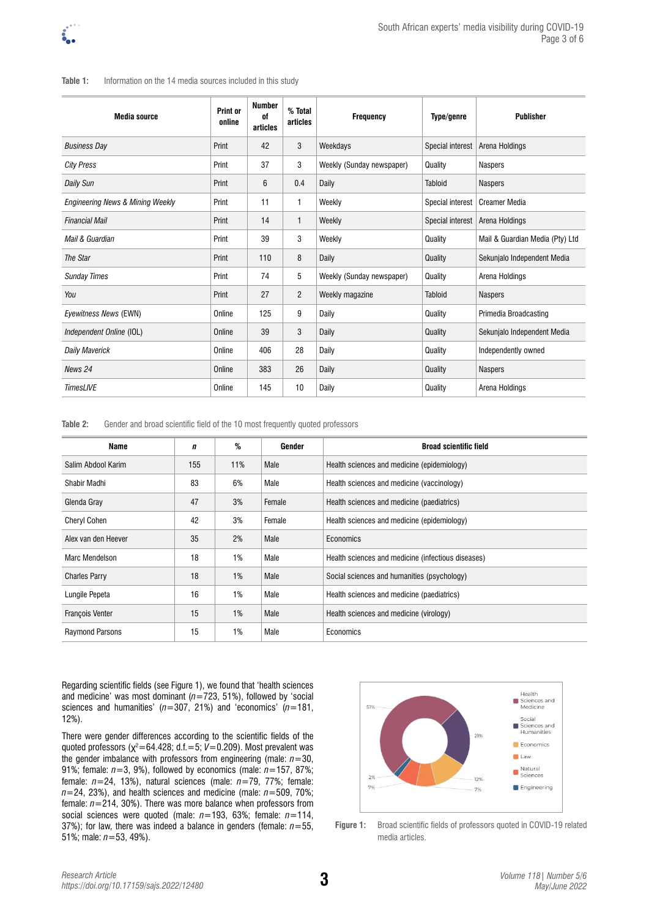**Table 1:** Information on the 14 media sources included in this study

| Media source | Print or online | Number of articles | % Total articles | Frequency | Type/genre | Publisher |
|---|---|---|---|---|---|---|
| *Business Day* | Print | 42 | 3 | Weekdays | Special interest | Arena Holdings |
| *City Press* | Print | 37 | 3 | Weekly (Sunday newspaper) | Quality | Naspers |
| *Daily Sun* | Print | 6 | 0.4 | Daily | Tabloid | Naspers |
| *Engineering News & Mining Weekly* | Print | 11 | 1 | Weekly | Special interest | Creamer Media |
| *Financial Mail* | Print | 14 | 1 | Weekly | Special interest | Arena Holdings |
| *Mail & Guardian* | Print | 39 | 3 | Weekly | Quality | Mail & Guardian Media (Pty) Ltd |
| *The Star* | Print | 110 | 8 | Daily | Quality | Sekunjalo Independent Media |
| *Sunday Times* | Print | 74 | 5 | Weekly (Sunday newspaper) | Quality | Arena Holdings |
| *You* | Print | 27 | 2 | Weekly magazine | Tabloid | Naspers |
| *Eyewitness News* (EWN) | Online | 125 | 9 | Daily | Quality | Primedia Broadcasting |
| *Independent Online* (IOL) | Online | 39 | 3 | Daily | Quality | Sekunjalo Independent Media |
| *Daily Maverick* | Online | 406 | 28 | Daily | Quality | Independently owned |
| *News 24* | Online | 383 | 26 | Daily | Quality | Naspers |
| *TimesLIVE* | Online | 145 | 10 | Daily | Quality | Arena Holdings |

**Table 2:** Gender and broad scientific field of the 10 most frequently quoted professors

| Name | *n* | % | Gender | Broad scientific field |
|---|---|---|---|---|
| Salim Abdool Karim | 155 | 11% | Male | Health sciences and medicine (epidemiology) |
| Shabir Madhi | 83 | 6% | Male | Health sciences and medicine (vaccinology) |
| Glenda Gray | 47 | 3% | Female | Health sciences and medicine (paediatrics) |
| Cheryl Cohen | 42 | 3% | Female | Health sciences and medicine (epidemiology) |
| Alex van den Heever | 35 | 2% | Male | Economics |
| Marc Mendelson | 18 | 1% | Male | Health sciences and medicine (infectious diseases) |
| Charles Parry | 18 | 1% | Male | Social sciences and humanities (psychology) |
| Lungile Pepeta | 16 | 1% | Male | Health sciences and medicine (paediatrics) |
| François Venter | 15 | 1% | Male | Health sciences and medicine (virology) |
| Raymond Parsons | 15 | 1% | Male | Economics |

Regarding scientific fields (see Figure 1), we found that 'health sciences and medicine' was most dominant ($n$=723, 51%), followed by 'social sciences and humanities' ($n$=307, 21%) and 'economics' ($n$=181, 12%).

There were gender differences according to the scientific fields of the quoted professors ($\chi^2$=64.428; d.f.=5; $V$=0.209). Most prevalent was the gender imbalance with professors from engineering (male: $n$=30, 91%; female: $n$=3, 9%), followed by economics (male: $n$=157, 87%; female: $n$=24, 13%), natural sciences (male: $n$=79, 77%; female: $n$=24, 23%), and health sciences and medicine (male: $n$=509, 70%; female: $n$=214, 30%). There was more balance when professors from social sciences were quoted (male: $n$=193, 63%; female: $n$=114, 37%); for law, there was indeed a balance in genders (female: $n$=55, 51%; male: $n$=53, 49%).

**Figure 1:** Broad scientific fields of professors quoted in COVID-19 related media articles.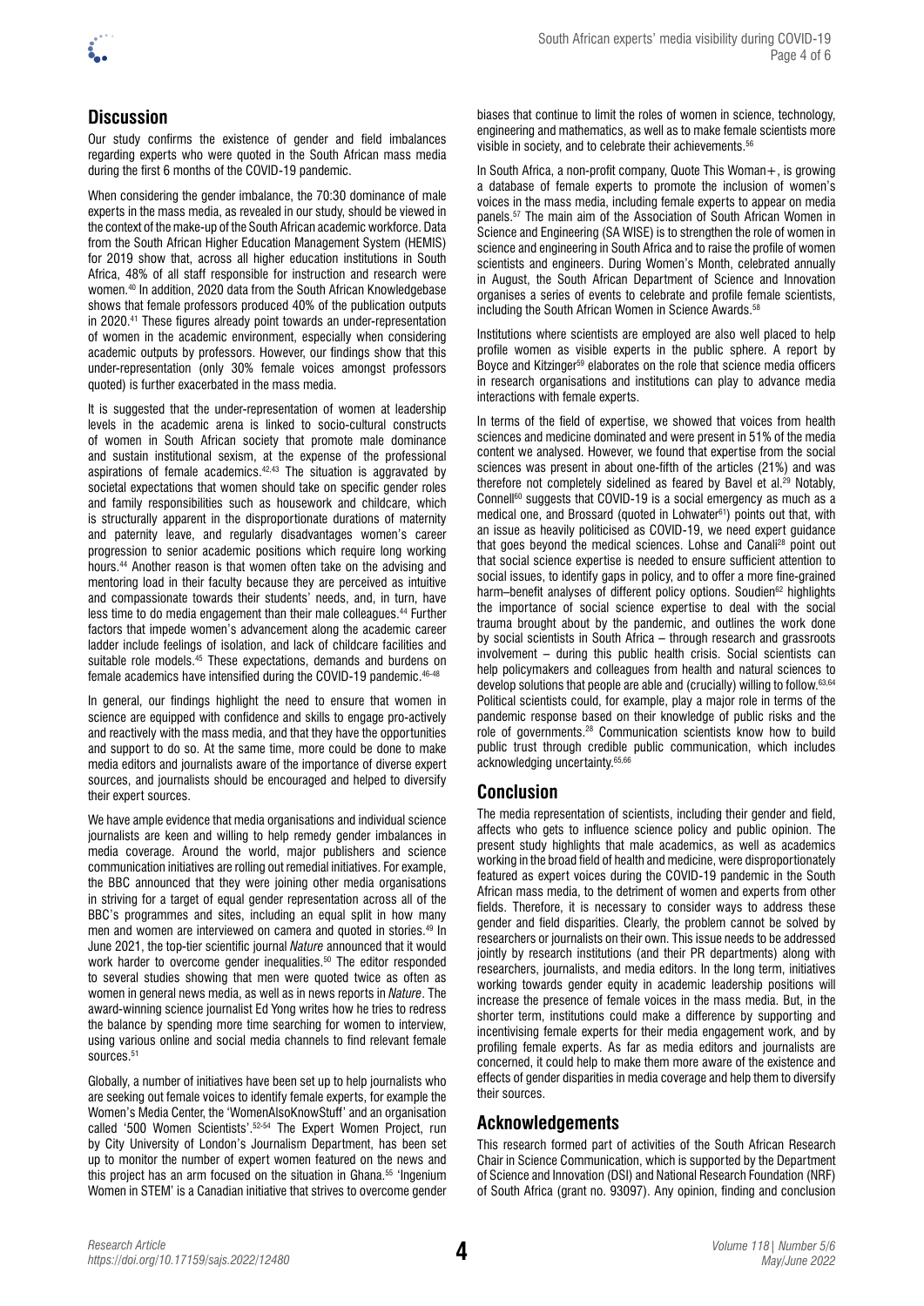## Discussion

Our study confirms the existence of gender and field imbalances regarding experts who were quoted in the South African mass media during the first 6 months of the COVID-19 pandemic.

When considering the gender imbalance, the 70:30 dominance of male experts in the mass media, as revealed in our study, should be viewed in the context of the make-up of the South African academic workforce. Data from the South African Higher Education Management System (HEMIS) for 2019 show that, across all higher education institutions in South Africa, 48% of all staff responsible for instruction and research were women.[40] In addition, 2020 data from the South African Knowledgebase shows that female professors produced 40% of the publication outputs in 2020.[41] These figures already point towards an under-representation of women in the academic environment, especially when considering academic outputs by professors. However, our findings show that this under-representation (only 30% female voices amongst professors quoted) is further exacerbated in the mass media.

It is suggested that the under-representation of women at leadership levels in the academic arena is linked to socio-cultural constructs of women in South African society that promote male dominance and sustain institutional sexism, at the expense of the professional aspirations of female academics.[42,43] The situation is aggravated by societal expectations that women should take on specific gender roles and family responsibilities such as housework and childcare, which is structurally apparent in the disproportionate durations of maternity and paternity leave, and regularly disadvantages women's career progression to senior academic positions which require long working hours.[44] Another reason is that women often take on the advising and mentoring load in their faculty because they are perceived as intuitive and compassionate towards their students' needs, and, in turn, have less time to do media engagement than their male colleagues.[44] Further factors that impede women's advancement along the academic career ladder include feelings of isolation, and lack of childcare facilities and suitable role models.[45] These expectations, demands and burdens on female academics have intensified during the COVID-19 pandemic.[46-48]

In general, our findings highlight the need to ensure that women in science are equipped with confidence and skills to engage pro-actively and reactively with the mass media, and that they have the opportunities and support to do so. At the same time, more could be done to make media editors and journalists aware of the importance of diverse expert sources, and journalists should be encouraged and helped to diversify their expert sources.

We have ample evidence that media organisations and individual science journalists are keen and willing to help remedy gender imbalances in media coverage. Around the world, major publishers and science communication initiatives are rolling out remedial initiatives. For example, the BBC announced that they were joining other media organisations in striving for a target of equal gender representation across all of the BBC's programmes and sites, including an equal split in how many men and women are interviewed on camera and quoted in stories.[49] In June 2021, the top-tier scientific journal *Nature* announced that it would work harder to overcome gender inequalities.[50] The editor responded to several studies showing that men were quoted twice as often as women in general news media, as well as in news reports in *Nature*. The award-winning science journalist Ed Yong writes how he tries to redress the balance by spending more time searching for women to interview, using various online and social media channels to find relevant female sources.[51]

Globally, a number of initiatives have been set up to help journalists who are seeking out female voices to identify female experts, for example the Women's Media Center, the 'WomenAlsoKnowStuff' and an organisation called '500 Women Scientists'.[52-54] The Expert Women Project, run by City University of London's Journalism Department, has been set up to monitor the number of expert women featured on the news and this project has an arm focused on the situation in Ghana.[55] 'Ingenium Women in STEM' is a Canadian initiative that strives to overcome gender biases that continue to limit the roles of women in science, technology, engineering and mathematics, as well as to make female scientists more visible in society, and to celebrate their achievements.[56]

In South Africa, a non-profit company, Quote This Woman+, is growing a database of female experts to promote the inclusion of women's voices in the mass media, including female experts to appear on media panels.[57] The main aim of the Association of South African Women in Science and Engineering (SA WISE) is to strengthen the role of women in science and engineering in South Africa and to raise the profile of women scientists and engineers. During Women's Month, celebrated annually in August, the South African Department of Science and Innovation organises a series of events to celebrate and profile female scientists, including the South African Women in Science Awards.[58]

Institutions where scientists are employed are also well placed to help profile women as visible experts in the public sphere. A report by Boyce and Kitzinger[59] elaborates on the role that science media officers in research organisations and institutions can play to advance media interactions with female experts.

In terms of the field of expertise, we showed that voices from health sciences and medicine dominated and were present in 51% of the media content we analysed. However, we found that expertise from the social sciences was present in about one-fifth of the articles (21%) and was therefore not completely sidelined as feared by Bavel et al.[29] Notably, Connell[60] suggests that COVID-19 is a social emergency as much as a medical one, and Brossard (quoted in Lohwater[61]) points out that, with an issue as heavily politicised as COVID-19, we need expert guidance that goes beyond the medical sciences. Lohse and Canali[28] point out that social science expertise is needed to ensure sufficient attention to social issues, to identify gaps in policy, and to offer a more fine-grained harm–benefit analyses of different policy options. Soudien[62] highlights the importance of social science expertise to deal with the social trauma brought about by the pandemic, and outlines the work done by social scientists in South Africa – through research and grassroots involvement – during this public health crisis. Social scientists can help policymakers and colleagues from health and natural sciences to develop solutions that people are able and (crucially) willing to follow.[63,64] Political scientists could, for example, play a major role in terms of the pandemic response based on their knowledge of public risks and the role of governments.[28] Communication scientists know how to build public trust through credible public communication, which includes acknowledging uncertainty.[65,66]

## Conclusion

The media representation of scientists, including their gender and field, affects who gets to influence science policy and public opinion. The present study highlights that male academics, as well as academics working in the broad field of health and medicine, were disproportionately featured as expert voices during the COVID-19 pandemic in the South African mass media, to the detriment of women and experts from other fields. Therefore, it is necessary to consider ways to address these gender and field disparities. Clearly, the problem cannot be solved by researchers or journalists on their own. This issue needs to be addressed jointly by research institutions (and their PR departments) along with researchers, journalists, and media editors. In the long term, initiatives working towards gender equity in academic leadership positions will increase the presence of female voices in the mass media. But, in the shorter term, institutions could make a difference by supporting and incentivising female experts for their media engagement work, and by profiling female experts. As far as media editors and journalists are concerned, it could help to make them more aware of the existence and effects of gender disparities in media coverage and help them to diversify their sources.

## Acknowledgements

This research formed part of activities of the South African Research Chair in Science Communication, which is supported by the Department of Science and Innovation (DSI) and National Research Foundation (NRF) of South Africa (grant no. 93097). Any opinion, finding and conclusion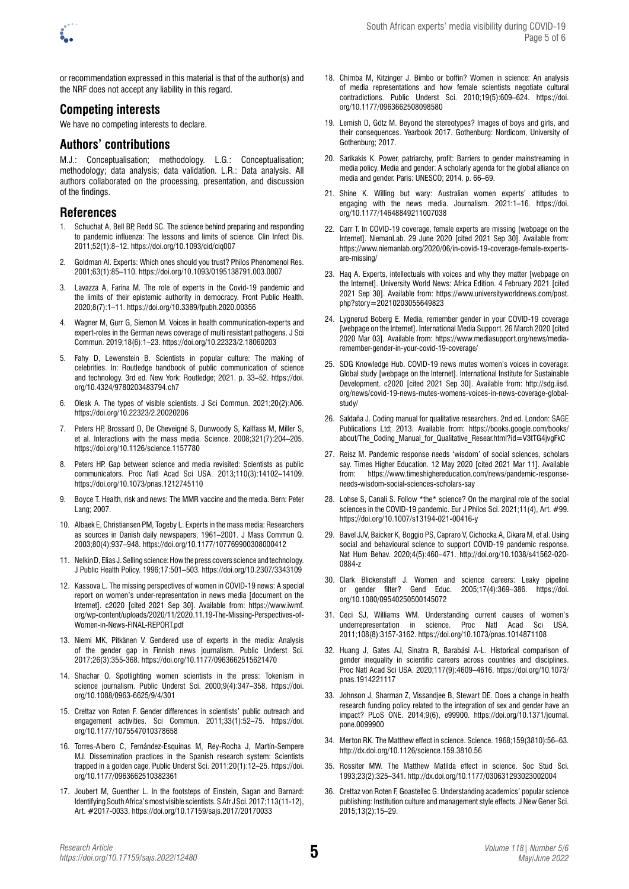or recommendation expressed in this material is that of the author(s) and the NRF does not accept any liability in this regard.

## Competing interests

We have no competing interests to declare.

## Authors' contributions

M.J.: Conceptualisation; methodology. L.G.: Conceptualisation; methodology; data analysis; data validation. L.R.: Data analysis. All authors collaborated on the processing, presentation, and discussion of the findings.

## References

1. Schuchat A, Bell BP, Redd SC. The science behind preparing and responding to pandemic influenza: The lessons and limits of science. Clin Infect Dis. 2011;52(1):8–12. https://doi.org/10.1093/cid/ciq007
2. Goldman AI. Experts: Which ones should you trust? Philos Phenomenol Res. 2001;63(1):85–110. https://doi.org/10.1093/0195138791.003.0007
3. Lavazza A, Farina M. The role of experts in the Covid-19 pandemic and the limits of their epistemic authority in democracy. Front Public Health. 2020;8(7):1–11. https://doi.org/10.3389/fpubh.2020.00356
4. Wagner M, Gurr G, Siemon M. Voices in health communication-experts and expert-roles in the German news coverage of multi resistant pathogens. J Sci Commun. 2019;18(6):1–23. https://doi.org/10.22323/2.18060203
5. Fahy D, Lewenstein B. Scientists in popular culture: The making of celebrities. In: Routledge handbook of public communication of science and technology. 3rd ed. New York: Routledge; 2021. p. 33–52. https://doi.org/10.4324/9780203483794.ch7
6. Olesk A. The types of visible scientists. J Sci Commun. 2021;20(2):A06. https://doi.org/10.22323/2.20020206
7. Peters HP, Brossard D, De Cheveigné S, Dunwoody S, Kallfass M, Miller S, et al. Interactions with the mass media. Science. 2008;321(7):204–205. https://doi.org/10.1126/science.1157780
8. Peters HP. Gap between science and media revisited: Scientists as public communicators. Proc Natl Acad Sci USA. 2013;110(3):14102–14109. https://doi.org/10.1073/pnas.1212745110
9. Boyce T. Health, risk and news: The MMR vaccine and the media. Bern: Peter Lang; 2007.
10. Albaek E, Christiansen PM, Togeby L. Experts in the mass media: Researchers as sources in Danish daily newspapers, 1961–2001. J Mass Commun Q. 2003;80(4):937–948. https://doi.org/10.1177/107769900308000412
11. Nelkin D, Elias J. Selling science: How the press covers science and technology. J Public Health Policy. 1996;17:501–503. https://doi.org/10.2307/3343109
12. Kassova L. The missing perspectives of women in COVID-19 news: A special report on women's under-representation in news media [document on the Internet]. c2020 [cited 2021 Sep 30]. Available from: https://www.iwmf.org/wp-content/uploads/2020/11/2020.11.19-The-Missing-Perspectives-of-Women-in-News-FINAL-REPORT.pdf
13. Niemi MK, Pitkänen V. Gendered use of experts in the media: Analysis of the gender gap in Finnish news journalism. Public Underst Sci. 2017;26(3):355-368. https://doi.org/10.1177/0963662515621470
14. Shachar O. Spotlighting women scientists in the press: Tokenism in science journalism. Public Underst Sci. 2000;9(4):347–358. https://doi.org/10.1088/0963-6625/9/4/301
15. Crettaz von Roten F. Gender differences in scientists' public outreach and engagement activities. Sci Commun. 2011;33(1):52–75. https://doi.org/10.1177/1075547010378658
16. Torres-Albero C, Fernández-Esquinas M, Rey-Rocha J, Martín-Sempere MJ. Dissemination practices in the Spanish research system: Scientists trapped in a golden cage. Public Underst Sci. 2011;20(1):12–25. https://doi.org/10.1177/0963662510382361
17. Joubert M, Guenther L. In the footsteps of Einstein, Sagan and Barnard: Identifying South Africa's most visible scientists. S Afr J Sci. 2017;113(11-12), Art. #2017-0033. https://doi.org/10.17159/sajs.2017/20170033
18. Chimba M, Kitzinger J. Bimbo or boffin? Women in science: An analysis of media representations and how female scientists negotiate cultural contradictions. Public Underst Sci. 2010;19(5):609–624. https://doi.org/10.1177/0963662508098580
19. Lemish D, Götz M. Beyond the stereotypes? Images of boys and girls, and their consequences. Yearbook 2017. Gothenburg: Nordicom, University of Gothenburg; 2017.
20. Sarikakis K. Power, patriarchy, profit: Barriers to gender mainstreaming in media policy. Media and gender: A scholarly agenda for the global alliance on media and gender. Paris: UNESCO; 2014. p. 66–69.
21. Shine K. Willing but wary: Australian women experts' attitudes to engaging with the news media. Journalism. 2021:1–16. https://doi.org/10.1177/14648849211007038
22. Carr T. In COVID-19 coverage, female experts are missing [webpage on the Internet]. NiemanLab. 29 June 2020 [cited 2021 Sep 30]. Available from: https://www.niemanlab.org/2020/06/in-covid-19-coverage-female-experts-are-missing/
23. Haq A. Experts, intellectuals with voices and why they matter [webpage on the Internet]. University World News: Africa Edition. 4 February 2021 [cited 2021 Sep 30]. Available from: https://www.universityworldnews.com/post.php?story=20210203055649823
24. Lygnerud Boberg E. Media, remember gender in your COVID-19 coverage [webpage on the Internet]. International Media Support. 26 March 2020 [cited 2020 Mar 03]. Available from: https://www.mediasupport.org/news/media-remember-gender-in-your-covid-19-coverage/
25. SDG Knowledge Hub. COVID-19 news mutes women's voices in coverage: Global study [webpage on the Internet]. International Institute for Sustainable Development. c2020 [cited 2021 Sep 30]. Available from: http://sdg.iisd.org/news/covid-19-news-mutes-womens-voices-in-news-coverage-global-study/
26. Saldaña J. Coding manual for qualitative researchers. 2nd ed. London: SAGE Publications Ltd; 2013. Available from: https://books.google.com/books/about/The_Coding_Manual_for_Qualitative_Resear.html?id=V3tTG4jvgFkC
27. Reisz M. Pandemic response needs 'wisdom' of social sciences, scholars say. Times Higher Education. 12 May 2020 [cited 2021 Mar 11]. Available from: https://www.timeshighereducation.com/news/pandemic-response-needs-wisdom-social-sciences-scholars-say
28. Lohse S, Canali S. Follow *the* science? On the marginal role of the social sciences in the COVID-19 pandemic. Eur J Philos Sci. 2021;11(4), Art. #99. https://doi.org/10.1007/s13194-021-00416-y
29. Bavel JJV, Baicker K, Boggio PS, Capraro V, Cichocka A, Cikara M, et al. Using social and behavioural science to support COVID-19 pandemic response. Nat Hum Behav. 2020;4(5):460–471. http://doi.org/10.1038/s41562-020-0884-z
30. Clark Blickenstaff J. Women and science careers: Leaky pipeline or gender filter? Gend Educ. 2005;17(4):369–386. https://doi.org/10.1080/09540250500145072
31. Ceci SJ, Williams WM. Understanding current causes of women's underrepresentation in science. Proc Natl Acad Sci USA. 2011;108(8):3157-3162. https://doi.org/10.1073/pnas.1014871108
32. Huang J, Gates AJ, Sinatra R, Barabási A-L. Historical comparison of gender inequality in scientific careers across countries and disciplines. Proc Natl Acad Sci USA. 2020;117(9):4609–4616. https://doi.org/10.1073/pnas.1914221117
33. Johnson J, Sharman Z, Vissandjee B, Stewart DE. Does a change in health research funding policy related to the integration of sex and gender have an impact? PLoS ONE. 2014;9(6), e99900. https://doi.org/10.1371/journal.pone.0099900
34. Merton RK. The Matthew effect in science. Science. 1968;159(3810):56–63. http://dx.doi.org/10.1126/science.159.3810.56
35. Rossiter MW. The Matthew Matilda effect in science. Soc Stud Sci. 1993;23(2):325–341. http://dx.doi.org/10.1177/030631293023002004
36. Crettaz von Roten F, Goastellec G. Understanding academics' popular science publishing: Institution culture and management style effects. J New Gener Sci. 2015;13(2):15–29.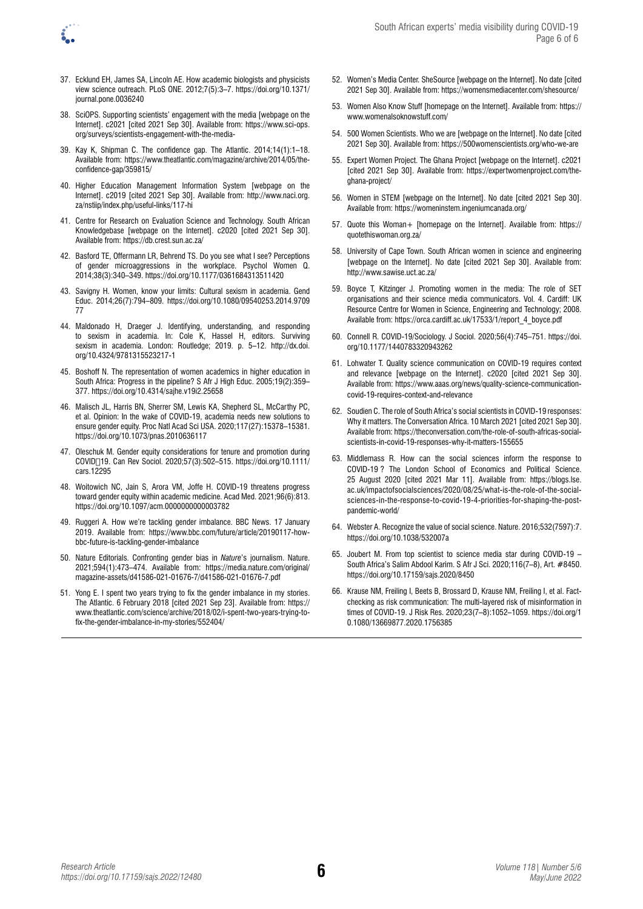37. Ecklund EH, James SA, Lincoln AE. How academic biologists and physicists view science outreach. PLoS ONE. 2012;7(5):3–7. https://doi.org/10.1371/journal.pone.0036240

38. SciOPS. Supporting scientists' engagement with the media [webpage on the Internet]. c2021 [cited 2021 Sep 30]. Available from: https://www.sci-ops.org/surveys/scientists-engagement-with-the-media-

39. Kay K, Shipman C. The confidence gap. The Atlantic. 2014;14(1):1–18. Available from: https://www.theatlantic.com/magazine/archive/2014/05/the-confidence-gap/359815/

40. Higher Education Management Information System [webpage on the Internet]. c2019 [cited 2021 Sep 30]. Available from: http://www.naci.org.za/nstiip/index.php/useful-links/117-hi

41. Centre for Research on Evaluation Science and Technology. South African Knowledgebase [webpage on the Internet]. c2020 [cited 2021 Sep 30]. Available from: https://db.crest.sun.ac.za/

42. Basford TE, Offermann LR, Behrend TS. Do you see what I see? Perceptions of gender microaggressions in the workplace. Psychol Women Q. 2014;38(3):340–349. https://doi.org/10.1177/0361684313511420

43. Savigny H. Women, know your limits: Cultural sexism in academia. Gend Educ. 2014;26(7):794–809. https://doi.org/10.1080/09540253.2014.970977

44. Maldonado H, Draeger J. Identifying, understanding, and responding to sexism in academia. In: Cole K, Hassel H, editors. Surviving sexism in academia. London: Routledge; 2019. p. 5–12. http://dx.doi.org/10.4324/9781315523217-1

45. Boshoff N. The representation of women academics in higher education in South Africa: Progress in the pipeline? S Afr J High Educ. 2005;19(2):359–377. https://doi.org/10.4314/sajhe.v19i2.25658

46. Malisch JL, Harris BN, Sherrer SM, Lewis KA, Shepherd SL, McCarthy PC, et al. Opinion: In the wake of COVID-19, academia needs new solutions to ensure gender equity. Proc Natl Acad Sci USA. 2020;117(27):15378–15381. https://doi.org/10.1073/pnas.2010636117

47. Oleschuk M. Gender equity considerations for tenure and promotion during COVID-19. Can Rev Sociol. 2020;57(3):502–515. https://doi.org/10.1111/cars.12295

48. Woitowich NC, Jain S, Arora VM, Joffe H. COVID-19 threatens progress toward gender equity within academic medicine. Acad Med. 2021;96(6):813. https://doi.org/10.1097/acm.0000000000003782

49. Ruggeri A. How we're tackling gender imbalance. BBC News. 17 January 2019. Available from: https://www.bbc.com/future/article/20190117-how-bbc-future-is-tackling-gender-imbalance

50. Nature Editorials. Confronting gender bias in *Nature*'s journalism. Nature. 2021;594(1):473–474. Available from: https://media.nature.com/original/magazine-assets/d41586-021-01676-7/d41586-021-01676-7.pdf

51. Yong E. I spent two years trying to fix the gender imbalance in my stories. The Atlantic. 6 February 2018 [cited 2021 Sep 23]. Available from: https://www.theatlantic.com/science/archive/2018/02/i-spent-two-years-trying-to-fix-the-gender-imbalance-in-my-stories/552404/

52. Women's Media Center. SheSource [webpage on the Internet]. No date [cited 2021 Sep 30]. Available from: https://womensmediacenter.com/shesource/

53. Women Also Know Stuff [homepage on the Internet]. Available from: https://www.womenalsoknowstuff.com/

54. 500 Women Scientists. Who we are [webpage on the Internet]. No date [cited 2021 Sep 30]. Available from: https://500womenscientists.org/who-we-are

55. Expert Women Project. The Ghana Project [webpage on the Internet]. c2021 [cited 2021 Sep 30]. Available from: https://expertwomenproject.com/the-ghana-project/

56. Women in STEM [webpage on the Internet]. No date [cited 2021 Sep 30]. Available from: https://womeninstem.ingeniumcanada.org/

57. Quote this Woman+ [homepage on the Internet]. Available from: https://quotethiswoman.org.za/

58. University of Cape Town. South African women in science and engineering [webpage on the Internet]. No date [cited 2021 Sep 30]. Available from: http://www.sawise.uct.ac.za/

59. Boyce T, Kitzinger J. Promoting women in the media: The role of SET organisations and their science media communicators. Vol. 4. Cardiff: UK Resource Centre for Women in Science, Engineering and Technology; 2008. Available from: https://orca.cardiff.ac.uk/17533/1/report_4_boyce.pdf

60. Connell R. COVID-19/Sociology. J Sociol. 2020;56(4):745–751. https://doi.org/10.1177/1440783320943262

61. Lohwater T. Quality science communication on COVID-19 requires context and relevance [webpage on the Internet]. c2020 [cited 2021 Sep 30]. Available from: https://www.aaas.org/news/quality-science-communication-covid-19-requires-context-and-relevance

62. Soudien C. The role of South Africa's social scientists in COVID-19 responses: Why it matters. The Conversation Africa. 10 March 2021 [cited 2021 Sep 30]. Available from: https://theconversation.com/the-role-of-south-africas-social-scientists-in-covid-19-responses-why-it-matters-155655

63. Middlemass R. How can the social sciences inform the response to COVID-19 ? The London School of Economics and Political Science. 25 August 2020 [cited 2021 Mar 11]. Available from: https://blogs.lse.ac.uk/impactofsocialsciences/2020/08/25/what-is-the-role-of-the-social-sciences-in-the-response-to-covid-19-4-priorities-for-shaping-the-post-pandemic-world/

64. Webster A. Recognize the value of social science. Nature. 2016;532(7597):7. https://doi.org/10.1038/532007a

65. Joubert M. From top scientist to science media star during COVID-19 – South Africa's Salim Abdool Karim. S Afr J Sci. 2020;116(7–8), Art. #8450. https://doi.org/10.17159/sajs.2020/8450

66. Krause NM, Freiling I, Beets B, Brossard D, Krause NM, Freiling I, et al. Fact-checking as risk communication: The multi-layered risk of misinformation in times of COVID-19. J Risk Res. 2020;23(7–8):1052–1059. https://doi.org/10.1080/13669877.2020.1756385